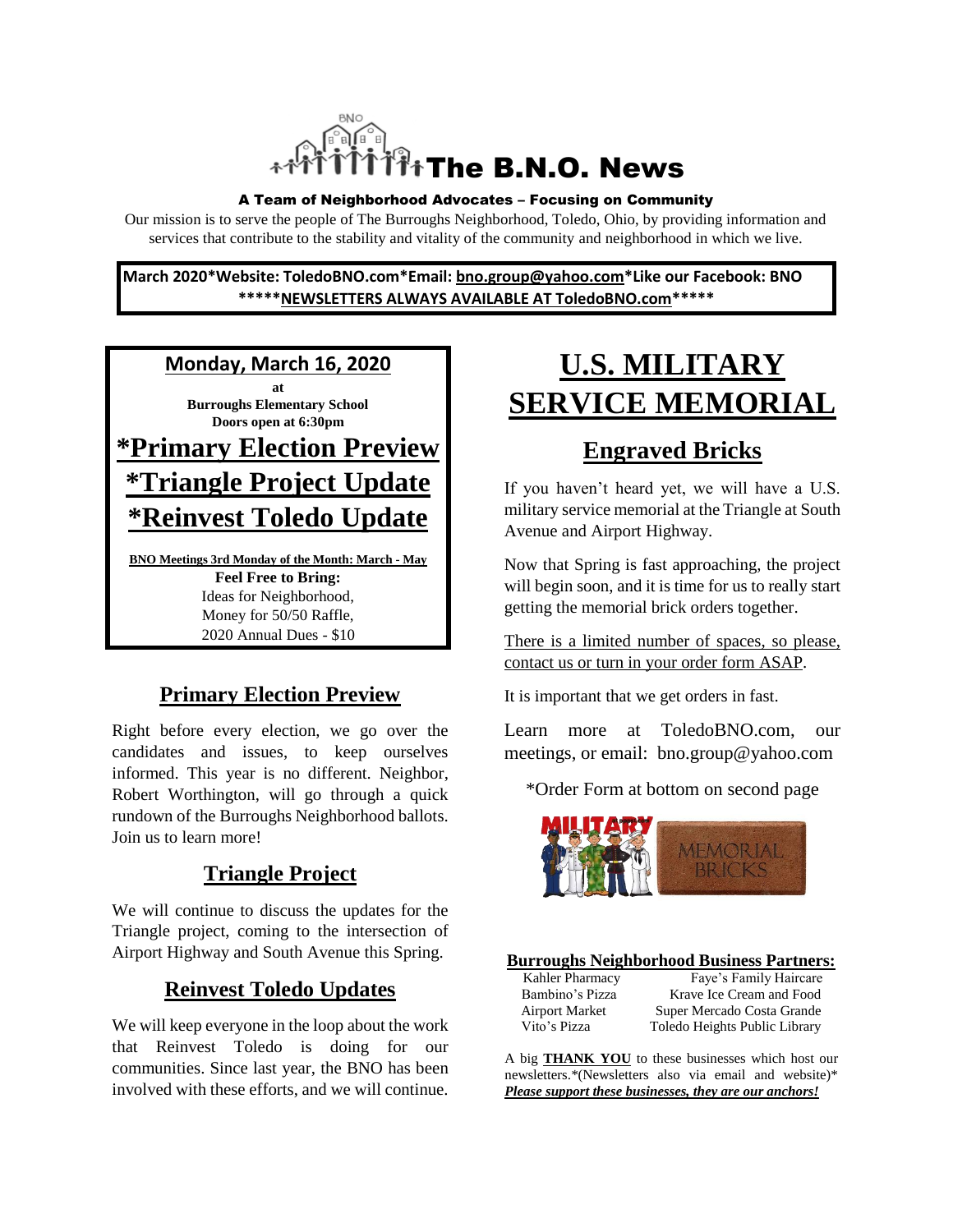# The B.N.O. News

**A Team of Neighborhood Advocates – Focusing on Community**

Our mission is to serve the people of The Burroughs Neighborhood, Toledo, Ohio, by providing information and services that contribute to the stability and vitality of the community and neighborhood in which we live.

**March 2020*Website: ToledoBNO.com*Email: bno.group@yahoo.com*Like our Facebook: BNO**
*****NEWSLETTERS ALWAYS AVAILABLE AT ToledoBNO.com*****

**Monday, March 16, 2020**

**at**
**Burroughs Elementary School**
**Doors open at 6:30pm**

## *Primary Election Preview
## *Triangle Project Update
## *Reinvest Toledo Update

**BNO Meetings 3rd Monday of the Month: March - May**

**Feel Free to Bring:**
Ideas for Neighborhood,
Money for 50/50 Raffle,
2020 Annual Dues - $10

## Primary Election Preview

Right before every election, we go over the candidates and issues, to keep ourselves informed. This year is no different. Neighbor, Robert Worthington, will go through a quick rundown of the Burroughs Neighborhood ballots. Join us to learn more!

## Triangle Project

We will continue to discuss the updates for the Triangle project, coming to the intersection of Airport Highway and South Avenue this Spring.

## Reinvest Toledo Updates

We will keep everyone in the loop about the work that Reinvest Toledo is doing for our communities. Since last year, the BNO has been involved with these efforts, and we will continue.

# U.S. MILITARY SERVICE MEMORIAL

## Engraved Bricks

If you haven't heard yet, we will have a U.S. military service memorial at the Triangle at South Avenue and Airport Highway.

Now that Spring is fast approaching, the project will begin soon, and it is time for us to really start getting the memorial brick orders together.

There is a limited number of spaces, so please, contact us or turn in your order form ASAP.

It is important that we get orders in fast.

Learn more at ToledoBNO.com, our meetings, or email: bno.group@yahoo.com

*Order Form at bottom on second page

**Burroughs Neighborhood Business Partners:**

| | |
|---|---|
| Kahler Pharmacy | Faye's Family Haircare |
| Bambino's Pizza | Krave Ice Cream and Food |
| Airport Market | Super Mercado Costa Grande |
| Vito's Pizza | Toledo Heights Public Library |

A big **THANK YOU** to these businesses which host our newsletters.*(Newsletters also via email and website)*
***Please support these businesses, they are our anchors!***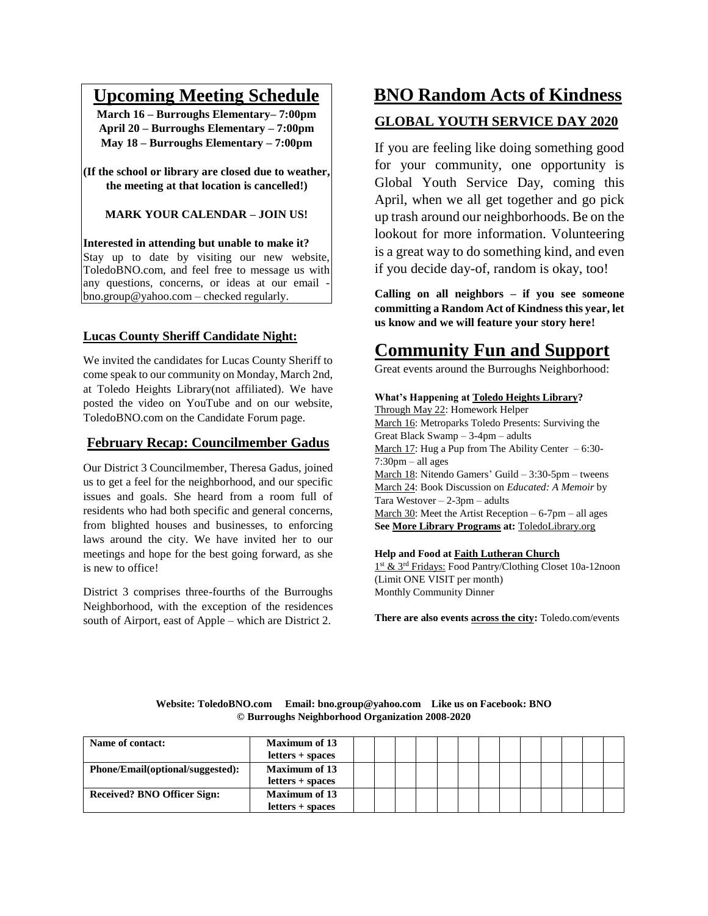## Upcoming Meeting Schedule

**March 16 – Burroughs Elementary– 7:00pm**
**April 20 – Burroughs Elementary – 7:00pm**
**May 18 – Burroughs Elementary – 7:00pm**

**(If the school or library are closed due to weather, the meeting at that location is cancelled!)**

**MARK YOUR CALENDAR – JOIN US!**

**Interested in attending but unable to make it?** Stay up to date by visiting our new website, ToledoBNO.com, and feel free to message us with any questions, concerns, or ideas at our email - bno.group@yahoo.com – checked regularly.

### Lucas County Sheriff Candidate Night:

We invited the candidates for Lucas County Sheriff to come speak to our community on Monday, March 2nd, at Toledo Heights Library(not affiliated). We have posted the video on YouTube and on our website, ToledoBNO.com on the Candidate Forum page.

### February Recap: Councilmember Gadus

Our District 3 Councilmember, Theresa Gadus, joined us to get a feel for the neighborhood, and our specific issues and goals. She heard from a room full of residents who had both specific and general concerns, from blighted houses and businesses, to enforcing laws around the city. We have invited her to our meetings and hope for the best going forward, as she is new to office!

District 3 comprises three-fourths of the Burroughs Neighborhood, with the exception of the residences south of Airport, east of Apple – which are District 2.

## BNO Random Acts of Kindness

### GLOBAL YOUTH SERVICE DAY 2020

If you are feeling like doing something good for your community, one opportunity is Global Youth Service Day, coming this April, when we all get together and go pick up trash around our neighborhoods. Be on the lookout for more information. Volunteering is a great way to do something kind, and even if you decide day-of, random is okay, too!

**Calling on all neighbors – if you see someone committing a Random Act of Kindness this year, let us know and we will feature your story here!**

## Community Fun and Support

Great events around the Burroughs Neighborhood:

**What's Happening at Toledo Heights Library?**
Through May 22: Homework Helper
March 16: Metroparks Toledo Presents: Surviving the Great Black Swamp – 3-4pm – adults
March 17: Hug a Pup from The Ability Center – 6:30-7:30pm – all ages
March 18: Nitendo Gamers' Guild – 3:30-5pm – tweens
March 24: Book Discussion on *Educated: A Memoir* by Tara Westover – 2-3pm – adults
March 30: Meet the Artist Reception – 6-7pm – all ages
**See More Library Programs at:** ToledoLibrary.org

**Help and Food at Faith Lutheran Church**
1st & 3rd Fridays: Food Pantry/Clothing Closet 10a-12noon (Limit ONE VISIT per month)
Monthly Community Dinner

**There are also events across the city:** Toledo.com/events

**Website: ToledoBNO.com Email: bno.group@yahoo.com Like us on Facebook: BNO**
**© Burroughs Neighborhood Organization 2008-2020**

| | | | | | | | | | | | | | | |
|---|---|---|---|---|---|---|---|---|---|---|---|---|---|---|
| **Name of contact:** | **Maximum of 13 letters + spaces** | | | | | | | | | | | | | |
| **Phone/Email(optional/suggested):** | **Maximum of 13 letters + spaces** | | | | | | | | | | | | | |
| **Received? BNO Officer Sign:** | **Maximum of 13 letters + spaces** | | | | | | | | | | | | | |